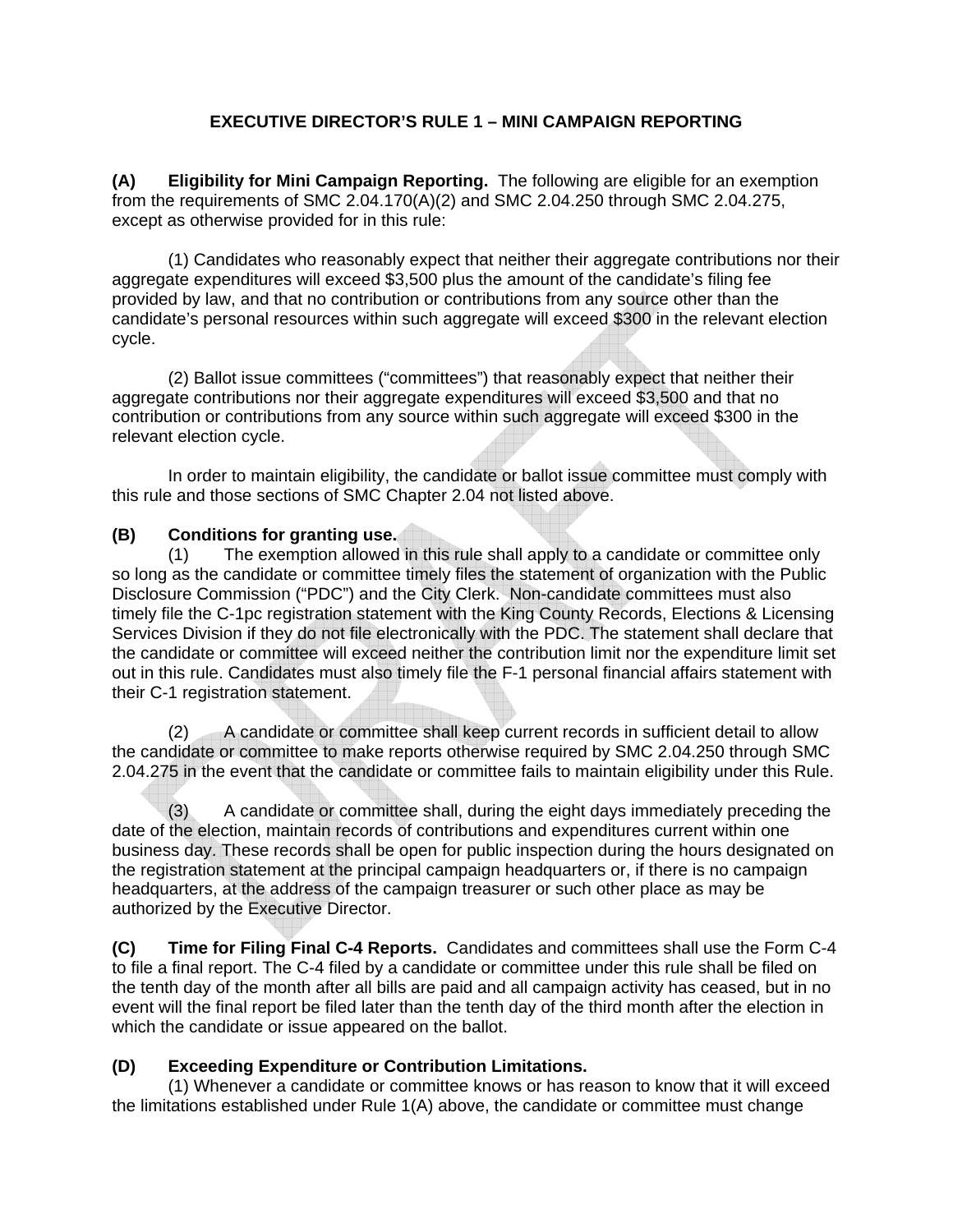# EXECUTIVE DIRECTOR'S RULE 1 – MINI CAMPAIGN REPORTING

**(A) Eligibility for Mini Campaign Reporting.** The following are eligible for an exemption from the requirements of SMC 2.04.170(A)(2) and SMC 2.04.250 through SMC 2.04.275, except as otherwise provided for in this rule:

(1) Candidates who reasonably expect that neither their aggregate contributions nor their aggregate expenditures will exceed $3,500 plus the amount of the candidate's filing fee provided by law, and that no contribution or contributions from any source other than the candidate's personal resources within such aggregate will exceed $300 in the relevant election cycle.

(2) Ballot issue committees ("committees") that reasonably expect that neither their aggregate contributions nor their aggregate expenditures will exceed $3,500 and that no contribution or contributions from any source within such aggregate will exceed $300 in the relevant election cycle.

In order to maintain eligibility, the candidate or ballot issue committee must comply with this rule and those sections of SMC Chapter 2.04 not listed above.

**(B) Conditions for granting use.**

(1) The exemption allowed in this rule shall apply to a candidate or committee only so long as the candidate or committee timely files the statement of organization with the Public Disclosure Commission ("PDC") and the City Clerk. Non-candidate committees must also timely file the C-1pc registration statement with the King County Records, Elections & Licensing Services Division if they do not file electronically with the PDC. The statement shall declare that the candidate or committee will exceed neither the contribution limit nor the expenditure limit set out in this rule. Candidates must also timely file the F-1 personal financial affairs statement with their C-1 registration statement.

(2) A candidate or committee shall keep current records in sufficient detail to allow the candidate or committee to make reports otherwise required by SMC 2.04.250 through SMC 2.04.275 in the event that the candidate or committee fails to maintain eligibility under this Rule.

(3) A candidate or committee shall, during the eight days immediately preceding the date of the election, maintain records of contributions and expenditures current within one business day. These records shall be open for public inspection during the hours designated on the registration statement at the principal campaign headquarters or, if there is no campaign headquarters, at the address of the campaign treasurer or such other place as may be authorized by the Executive Director.

**(C) Time for Filing Final C-4 Reports.** Candidates and committees shall use the Form C-4 to file a final report. The C-4 filed by a candidate or committee under this rule shall be filed on the tenth day of the month after all bills are paid and all campaign activity has ceased, but in no event will the final report be filed later than the tenth day of the third month after the election in which the candidate or issue appeared on the ballot.

**(D) Exceeding Expenditure or Contribution Limitations.**

(1) Whenever a candidate or committee knows or has reason to know that it will exceed the limitations established under Rule 1(A) above, the candidate or committee must change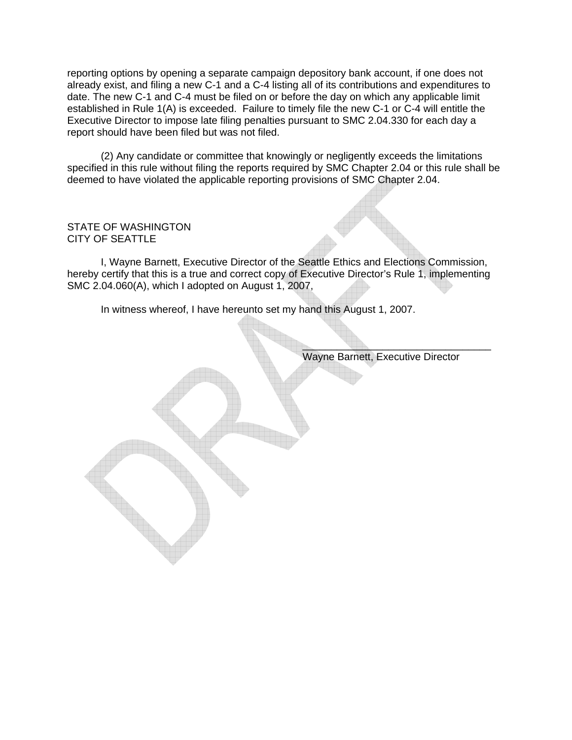reporting options by opening a separate campaign depository bank account, if one does not already exist, and filing a new C-1 and a C-4 listing all of its contributions and expenditures to date. The new C-1 and C-4 must be filed on or before the day on which any applicable limit established in Rule 1(A) is exceeded. Failure to timely file the new C-1 or C-4 will entitle the Executive Director to impose late filing penalties pursuant to SMC 2.04.330 for each day a report should have been filed but was not filed.

(2) Any candidate or committee that knowingly or negligently exceeds the limitations specified in this rule without filing the reports required by SMC Chapter 2.04 or this rule shall be deemed to have violated the applicable reporting provisions of SMC Chapter 2.04.

STATE OF WASHINGTON
CITY OF SEATTLE

I, Wayne Barnett, Executive Director of the Seattle Ethics and Elections Commission, hereby certify that this is a true and correct copy of Executive Director's Rule 1, implementing SMC 2.04.060(A), which I adopted on August 1, 2007,

In witness whereof, I have hereunto set my hand this August 1, 2007.

\_\_\_\_\_\_\_\_\_\_\_\_\_\_\_\_\_\_\_\_\_\_\_\_\_\_\_\_\_\_\_\_\_\_
Wayne Barnett, Executive Director

DRAFT